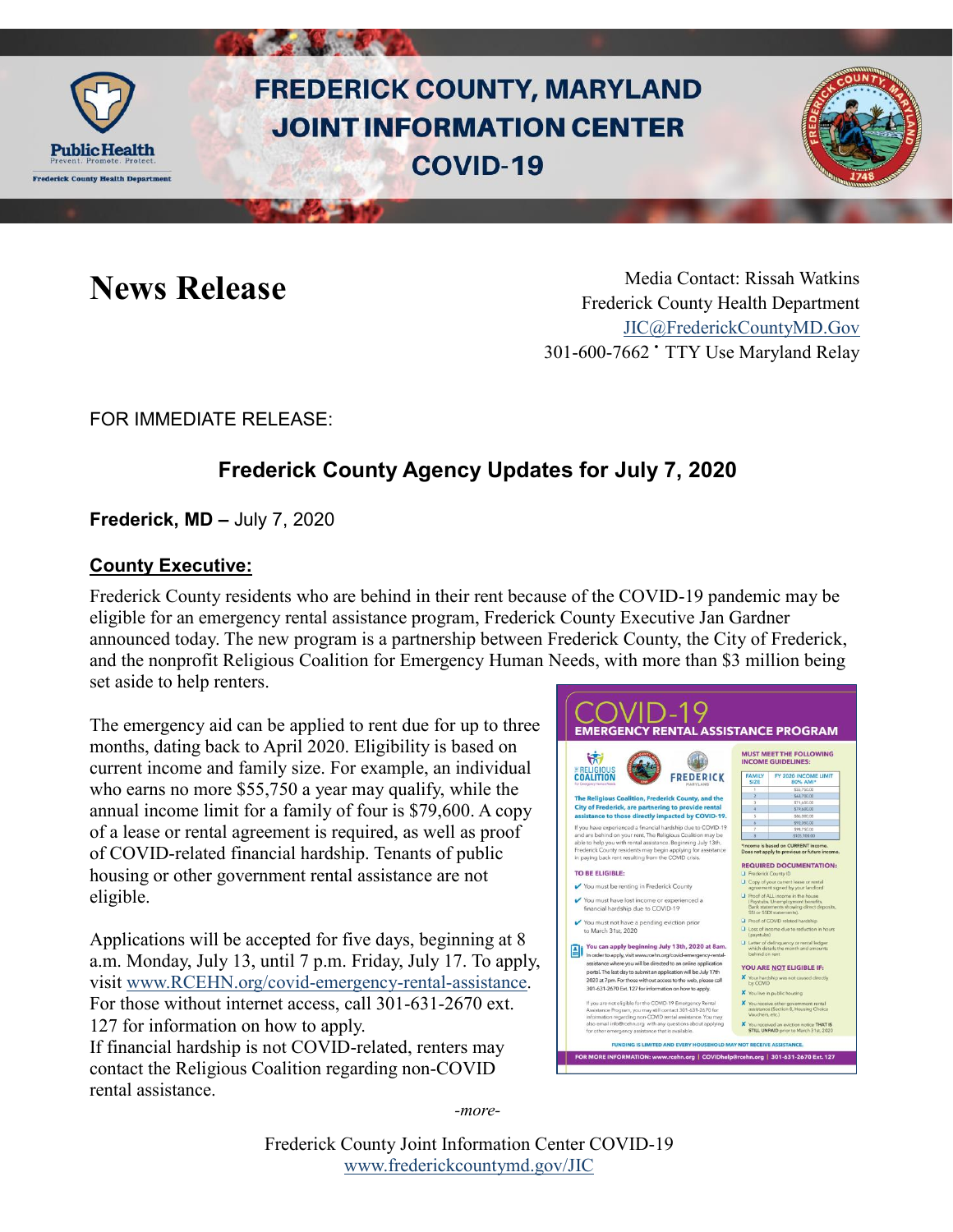# FREDERICK COUNTY, MARYLAND JOINT INFORMATION CENTER COVID-19

# News Release

Media Contact: Rissah Watkins
Frederick County Health Department
JIC@FrederickCountyMD.Gov
301-600-7662 • TTY Use Maryland Relay

FOR IMMEDIATE RELEASE:

## Frederick County Agency Updates for July 7, 2020

**Frederick, MD –** July 7, 2020

### **County Executive:**

Frederick County residents who are behind in their rent because of the COVID-19 pandemic may be eligible for an emergency rental assistance program, Frederick County Executive Jan Gardner announced today. The new program is a partnership between Frederick County, the City of Frederick, and the nonprofit Religious Coalition for Emergency Human Needs, with more than $3 million being set aside to help renters.

The emergency aid can be applied to rent due for up to three months, dating back to April 2020. Eligibility is based on current income and family size. For example, an individual who earns no more $55,750 a year may qualify, while the annual income limit for a family of four is $79,600. A copy of a lease or rental agreement is required, as well as proof of COVID-related financial hardship. Tenants of public housing or other government rental assistance are not eligible.

Applications will be accepted for five days, beginning at 8 a.m. Monday, July 13, until 7 p.m. Friday, July 17. To apply, visit www.RCEHN.org/covid-emergency-rental-assistance. For those without internet access, call 301-631-2670 ext. 127 for information on how to apply.

If financial hardship is not COVID-related, renters may contact the Religious Coalition regarding non-COVID rental assistance.

-more-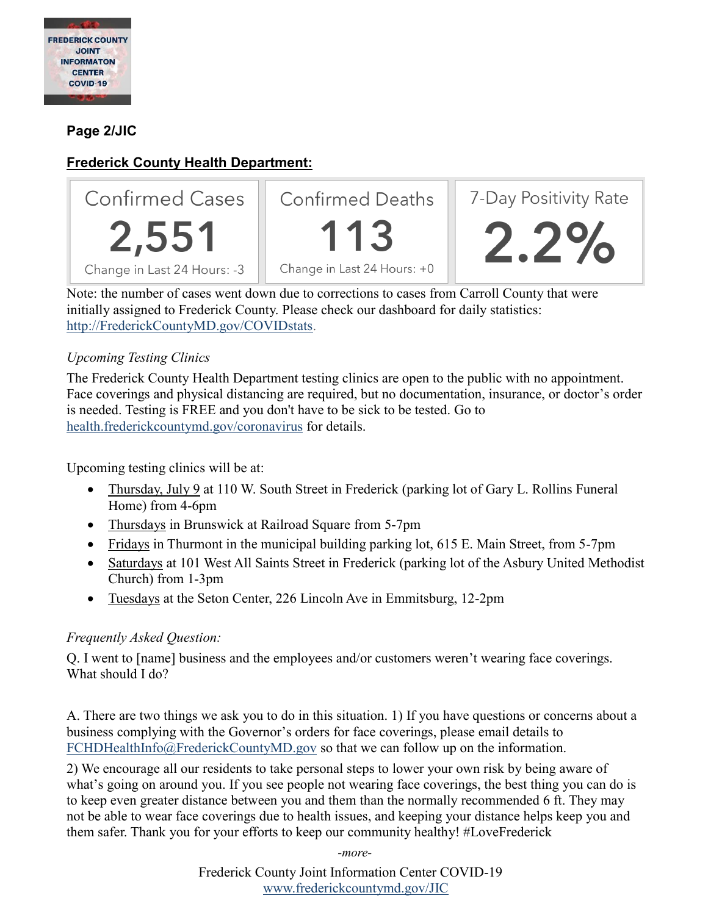**Page 2/JIC**

**<u>Frederick County Health Department:</u>**

| Confirmed Cases | Confirmed Deaths | 7-Day Positivity Rate |
|---|---|---|
| 2,551 | 113 | 2.2% |
| Change in Last 24 Hours: -3 | Change in Last 24 Hours: +0 | |

Note: the number of cases went down due to corrections to cases from Carroll County that were initially assigned to Frederick County. Please check our dashboard for daily statistics: http://FrederickCountyMD.gov/COVIDstats.

*Upcoming Testing Clinics*

The Frederick County Health Department testing clinics are open to the public with no appointment. Face coverings and physical distancing are required, but no documentation, insurance, or doctor's order is needed. Testing is FREE and you don't have to be sick to be tested. Go to health.frederickcountymd.gov/coronavirus for details.

Upcoming testing clinics will be at:

- <u>Thursday, July 9</u> at 110 W. South Street in Frederick (parking lot of Gary L. Rollins Funeral Home) from 4-6pm
- <u>Thursdays</u> in Brunswick at Railroad Square from 5-7pm
- <u>Fridays</u> in Thurmont in the municipal building parking lot, 615 E. Main Street, from 5-7pm
- <u>Saturdays</u> at 101 West All Saints Street in Frederick (parking lot of the Asbury United Methodist Church) from 1-3pm
- <u>Tuesdays</u> at the Seton Center, 226 Lincoln Ave in Emmitsburg, 12-2pm

*Frequently Asked Question:*

Q. I went to [name] business and the employees and/or customers weren't wearing face coverings. What should I do?

A. There are two things we ask you to do in this situation. 1) If you have questions or concerns about a business complying with the Governor's orders for face coverings, please email details to FCHDHealthInfo@FrederickCountyMD.gov so that we can follow up on the information.

2) We encourage all our residents to take personal steps to lower your own risk by being aware of what's going on around you. If you see people not wearing face coverings, the best thing you can do is to keep even greater distance between you and them than the normally recommended 6 ft. They may not be able to wear face coverings due to health issues, and keeping your distance helps keep you and them safer. Thank you for your efforts to keep our community healthy! #LoveFrederick

*-more-*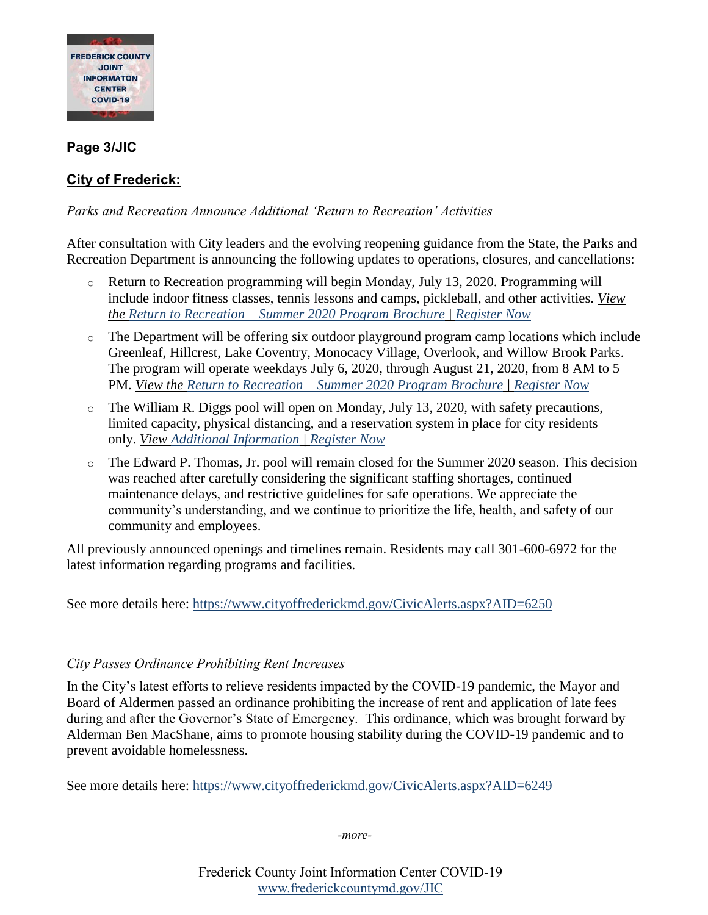**Page 3/JIC**

## City of Frederick:

*Parks and Recreation Announce Additional 'Return to Recreation' Activities*

After consultation with City leaders and the evolving reopening guidance from the State, the Parks and Recreation Department is announcing the following updates to operations, closures, and cancellations:

- Return to Recreation programming will begin Monday, July 13, 2020. Programming will include indoor fitness classes, tennis lessons and camps, pickleball, and other activities. *View the Return to Recreation – Summer 2020 Program Brochure | Register Now*
- The Department will be offering six outdoor playground program camp locations which include Greenleaf, Hillcrest, Lake Coventry, Monocacy Village, Overlook, and Willow Brook Parks. The program will operate weekdays July 6, 2020, through August 21, 2020, from 8 AM to 5 PM. *View the Return to Recreation – Summer 2020 Program Brochure | Register Now*
- The William R. Diggs pool will open on Monday, July 13, 2020, with safety precautions, limited capacity, physical distancing, and a reservation system in place for city residents only. *View Additional Information | Register Now*
- The Edward P. Thomas, Jr. pool will remain closed for the Summer 2020 season. This decision was reached after carefully considering the significant staffing shortages, continued maintenance delays, and restrictive guidelines for safe operations. We appreciate the community's understanding, and we continue to prioritize the life, health, and safety of our community and employees.

All previously announced openings and timelines remain. Residents may call 301-600-6972 for the latest information regarding programs and facilities.

See more details here: https://www.cityoffrederickmd.gov/CivicAlerts.aspx?AID=6250

*City Passes Ordinance Prohibiting Rent Increases*

In the City's latest efforts to relieve residents impacted by the COVID-19 pandemic, the Mayor and Board of Aldermen passed an ordinance prohibiting the increase of rent and application of late fees during and after the Governor's State of Emergency. This ordinance, which was brought forward by Alderman Ben MacShane, aims to promote housing stability during the COVID-19 pandemic and to prevent avoidable homelessness.

See more details here: https://www.cityoffrederickmd.gov/CivicAlerts.aspx?AID=6249

*-more-*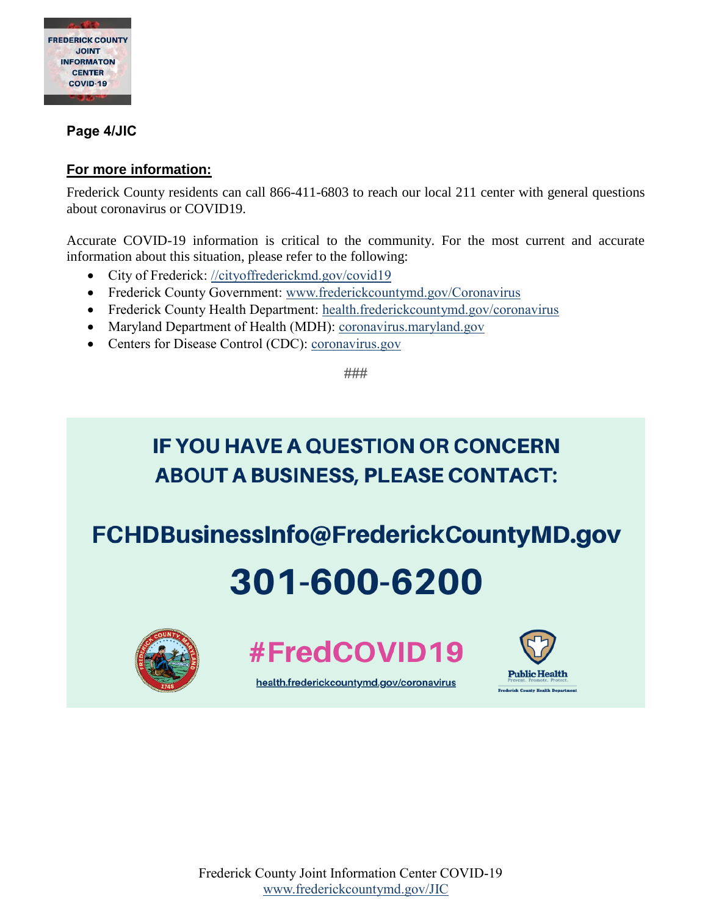**Page 4/JIC**

**For more information:**

Frederick County residents can call 866-411-6803 to reach our local 211 center with general questions about coronavirus or COVID19.

Accurate COVID-19 information is critical to the community. For the most current and accurate information about this situation, please refer to the following:

- City of Frederick: //cityoffrederickmd.gov/covid19
- Frederick County Government: www.frederickcountymd.gov/Coronavirus
- Frederick County Health Department: health.frederickcountymd.gov/coronavirus
- Maryland Department of Health (MDH): coronavirus.maryland.gov
- Centers for Disease Control (CDC): coronavirus.gov

###

**IF YOU HAVE A QUESTION OR CONCERN ABOUT A BUSINESS, PLEASE CONTACT:**

**FCHDBusinessInfo@FrederickCountyMD.gov**

**301-600-6200**

**#FredCOVID19**

health.frederickcountymd.gov/coronavirus